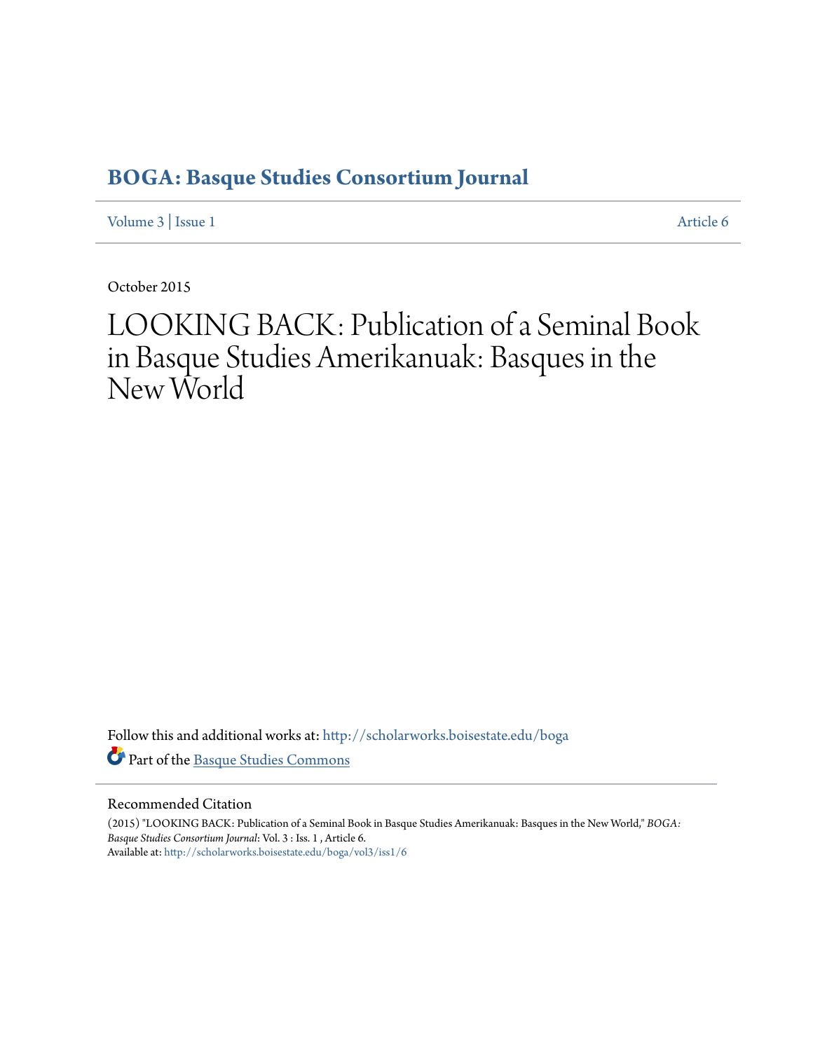# BOGA: Basque Studies Consortium Journal

Volume 3 | Issue 1 Article 6

October 2015

# LOOKING BACK: Publication of a Seminal Book in Basque Studies Amerikanuak: Basques in the New World

Follow this and additional works at: http://scholarworks.boisestate.edu/boga

Part of the Basque Studies Commons

## Recommended Citation

(2015) "LOOKING BACK: Publication of a Seminal Book in Basque Studies Amerikanuak: Basques in the New World," *BOGA: Basque Studies Consortium Journal*: Vol. 3 : Iss. 1 , Article 6.
Available at: http://scholarworks.boisestate.edu/boga/vol3/iss1/6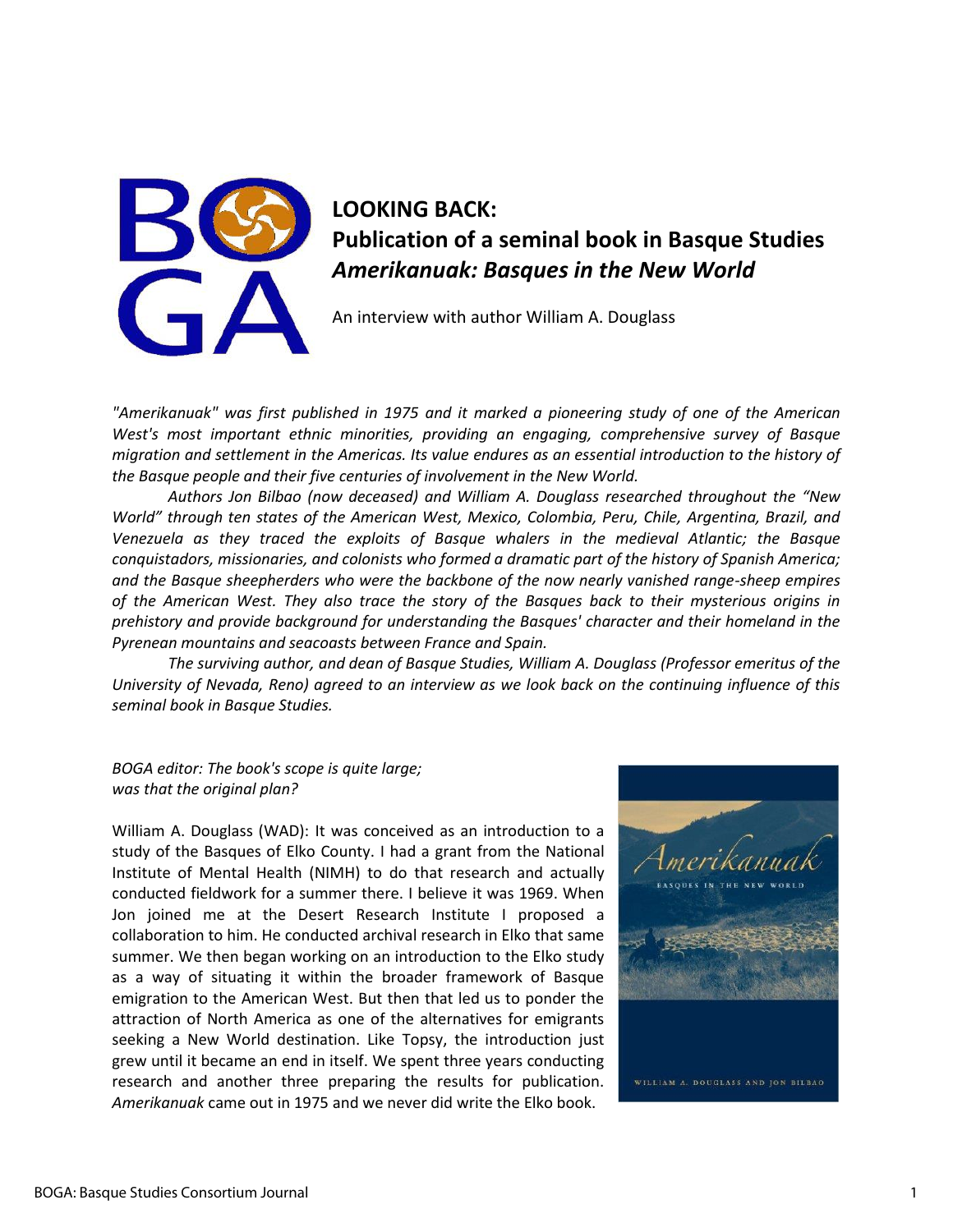# LOOKING BACK:
# Publication of a seminal book in Basque Studies *Amerikanuak: Basques in the New World*

An interview with author William A. Douglass

*"Amerikanuak" was first published in 1975 and it marked a pioneering study of one of the American West's most important ethnic minorities, providing an engaging, comprehensive survey of Basque migration and settlement in the Americas. Its value endures as an essential introduction to the history of the Basque people and their five centuries of involvement in the New World.*

*Authors Jon Bilbao (now deceased) and William A. Douglass researched throughout the "New World" through ten states of the American West, Mexico, Colombia, Peru, Chile, Argentina, Brazil, and Venezuela as they traced the exploits of Basque whalers in the medieval Atlantic; the Basque conquistadors, missionaries, and colonists who formed a dramatic part of the history of Spanish America; and the Basque sheepherders who were the backbone of the now nearly vanished range-sheep empires of the American West. They also trace the story of the Basques back to their mysterious origins in prehistory and provide background for understanding the Basques' character and their homeland in the Pyrenean mountains and seacoasts between France and Spain.*

*The surviving author, and dean of Basque Studies, William A. Douglass (Professor emeritus of the University of Nevada, Reno) agreed to an interview as we look back on the continuing influence of this seminal book in Basque Studies.*

*BOGA editor: The book's scope is quite large; was that the original plan?*

William A. Douglass (WAD): It was conceived as an introduction to a study of the Basques of Elko County. I had a grant from the National Institute of Mental Health (NIMH) to do that research and actually conducted fieldwork for a summer there. I believe it was 1969. When Jon joined me at the Desert Research Institute I proposed a collaboration to him. He conducted archival research in Elko that same summer. We then began working on an introduction to the Elko study as a way of situating it within the broader framework of Basque emigration to the American West. But then that led us to ponder the attraction of North America as one of the alternatives for emigrants seeking a New World destination. Like Topsy, the introduction just grew until it became an end in itself. We spent three years conducting research and another three preparing the results for publication. *Amerikanuak* came out in 1975 and we never did write the Elko book.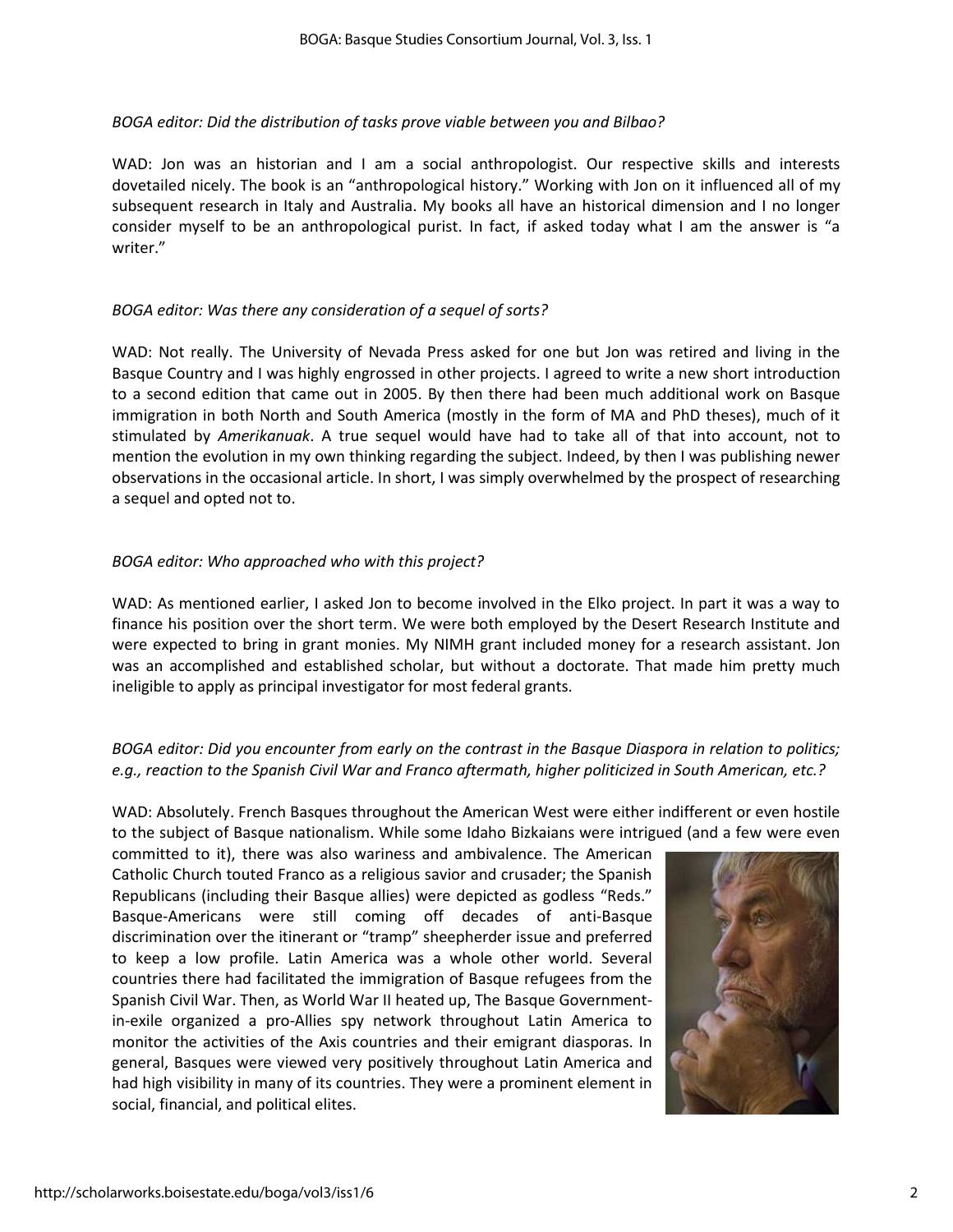*BOGA editor: Did the distribution of tasks prove viable between you and Bilbao?*

WAD: Jon was an historian and I am a social anthropologist. Our respective skills and interests dovetailed nicely. The book is an "anthropological history." Working with Jon on it influenced all of my subsequent research in Italy and Australia. My books all have an historical dimension and I no longer consider myself to be an anthropological purist. In fact, if asked today what I am the answer is "a writer."

*BOGA editor: Was there any consideration of a sequel of sorts?*

WAD: Not really. The University of Nevada Press asked for one but Jon was retired and living in the Basque Country and I was highly engrossed in other projects. I agreed to write a new short introduction to a second edition that came out in 2005. By then there had been much additional work on Basque immigration in both North and South America (mostly in the form of MA and PhD theses), much of it stimulated by *Amerikanuak*. A true sequel would have had to take all of that into account, not to mention the evolution in my own thinking regarding the subject. Indeed, by then I was publishing newer observations in the occasional article. In short, I was simply overwhelmed by the prospect of researching a sequel and opted not to.

*BOGA editor: Who approached who with this project?*

WAD: As mentioned earlier, I asked Jon to become involved in the Elko project. In part it was a way to finance his position over the short term. We were both employed by the Desert Research Institute and were expected to bring in grant monies. My NIMH grant included money for a research assistant. Jon was an accomplished and established scholar, but without a doctorate. That made him pretty much ineligible to apply as principal investigator for most federal grants.

*BOGA editor: Did you encounter from early on the contrast in the Basque Diaspora in relation to politics; e.g., reaction to the Spanish Civil War and Franco aftermath, higher politicized in South American, etc.?*

WAD: Absolutely. French Basques throughout the American West were either indifferent or even hostile to the subject of Basque nationalism. While some Idaho Bizkaians were intrigued (and a few were even committed to it), there was also wariness and ambivalence. The American Catholic Church touted Franco as a religious savior and crusader; the Spanish Republicans (including their Basque allies) were depicted as godless "Reds." Basque-Americans were still coming off decades of anti-Basque discrimination over the itinerant or "tramp" sheepherder issue and preferred to keep a low profile. Latin America was a whole other world. Several countries there had facilitated the immigration of Basque refugees from the Spanish Civil War. Then, as World War II heated up, The Basque Government-in-exile organized a pro-Allies spy network throughout Latin America to monitor the activities of the Axis countries and their emigrant diasporas. In general, Basques were viewed very positively throughout Latin America and had high visibility in many of its countries. They were a prominent element in social, financial, and political elites.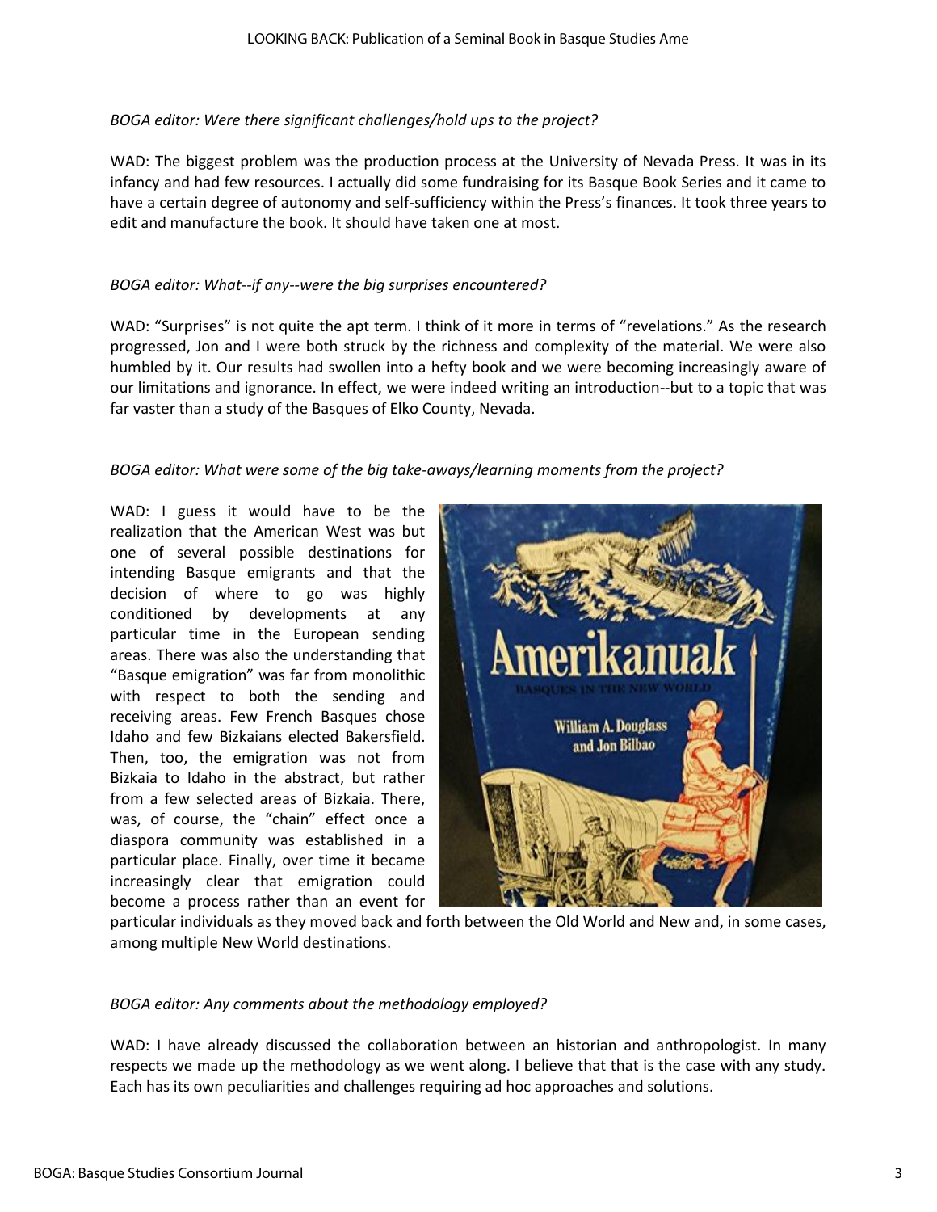*BOGA editor: Were there significant challenges/hold ups to the project?*

WAD: The biggest problem was the production process at the University of Nevada Press. It was in its infancy and had few resources. I actually did some fundraising for its Basque Book Series and it came to have a certain degree of autonomy and self-sufficiency within the Press's finances. It took three years to edit and manufacture the book. It should have taken one at most.

*BOGA editor: What--if any--were the big surprises encountered?*

WAD: "Surprises" is not quite the apt term. I think of it more in terms of "revelations." As the research progressed, Jon and I were both struck by the richness and complexity of the material. We were also humbled by it. Our results had swollen into a hefty book and we were becoming increasingly aware of our limitations and ignorance. In effect, we were indeed writing an introduction--but to a topic that was far vaster than a study of the Basques of Elko County, Nevada.

*BOGA editor: What were some of the big take-aways/learning moments from the project?*

WAD: I guess it would have to be the realization that the American West was but one of several possible destinations for intending Basque emigrants and that the decision of where to go was highly conditioned by developments at any particular time in the European sending areas. There was also the understanding that "Basque emigration" was far from monolithic with respect to both the sending and receiving areas. Few French Basques chose Idaho and few Bizkaians elected Bakersfield. Then, too, the emigration was not from Bizkaia to Idaho in the abstract, but rather from a few selected areas of Bizkaia. There, was, of course, the "chain" effect once a diaspora community was established in a particular place. Finally, over time it became increasingly clear that emigration could become a process rather than an event for particular individuals as they moved back and forth between the Old World and New and, in some cases, among multiple New World destinations.

*BOGA editor: Any comments about the methodology employed?*

WAD: I have already discussed the collaboration between an historian and anthropologist. In many respects we made up the methodology as we went along. I believe that that is the case with any study. Each has its own peculiarities and challenges requiring ad hoc approaches and solutions.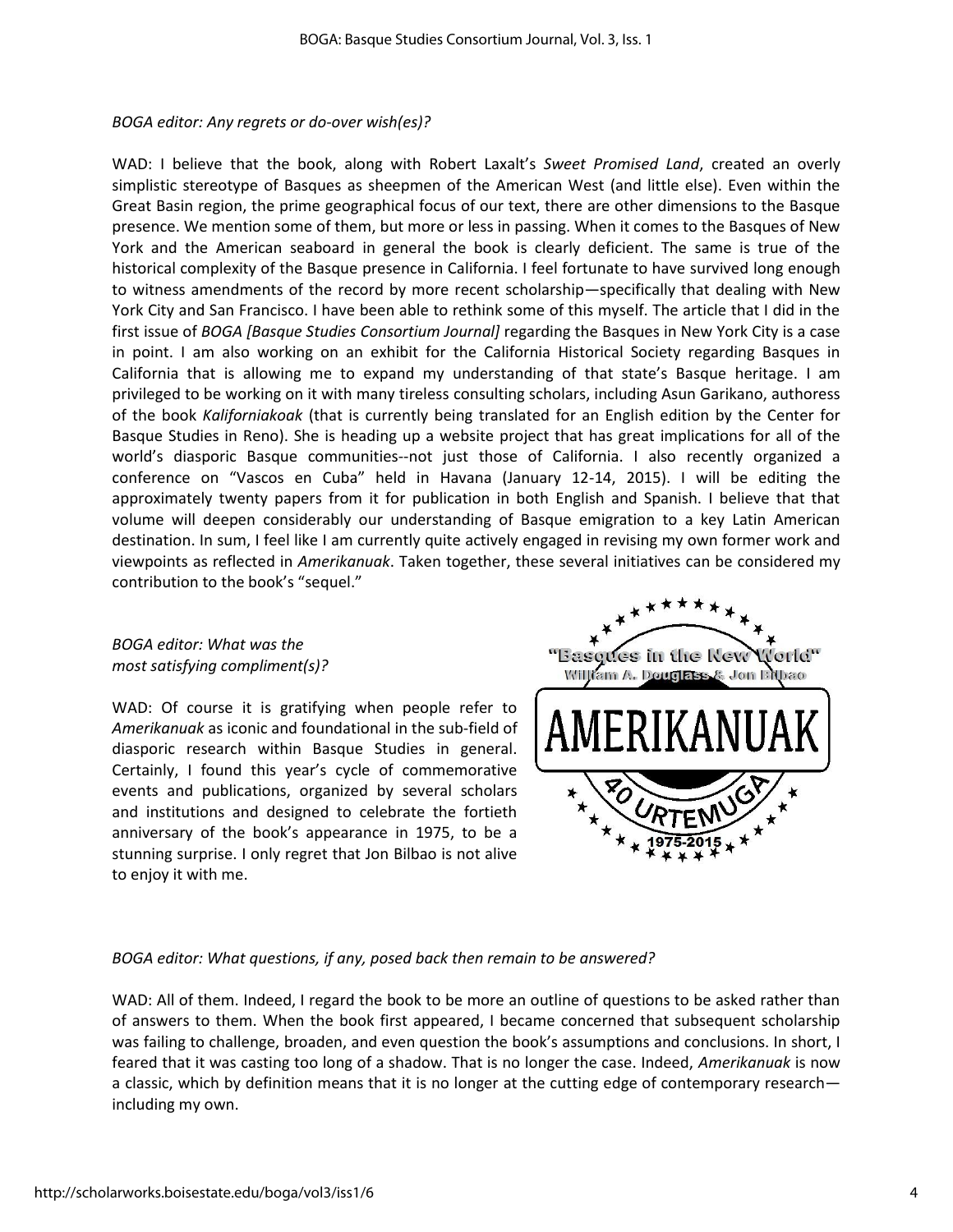*BOGA editor: Any regrets or do-over wish(es)?*

WAD: I believe that the book, along with Robert Laxalt's *Sweet Promised Land*, created an overly simplistic stereotype of Basques as sheepmen of the American West (and little else). Even within the Great Basin region, the prime geographical focus of our text, there are other dimensions to the Basque presence. We mention some of them, but more or less in passing. When it comes to the Basques of New York and the American seaboard in general the book is clearly deficient. The same is true of the historical complexity of the Basque presence in California. I feel fortunate to have survived long enough to witness amendments of the record by more recent scholarship—specifically that dealing with New York City and San Francisco. I have been able to rethink some of this myself. The article that I did in the first issue of *BOGA [Basque Studies Consortium Journal]* regarding the Basques in New York City is a case in point. I am also working on an exhibit for the California Historical Society regarding Basques in California that is allowing me to expand my understanding of that state's Basque heritage. I am privileged to be working on it with many tireless consulting scholars, including Asun Garikano, authoress of the book *Kaliforniakoak* (that is currently being translated for an English edition by the Center for Basque Studies in Reno). She is heading up a website project that has great implications for all of the world's diasporic Basque communities--not just those of California. I also recently organized a conference on "Vascos en Cuba" held in Havana (January 12-14, 2015). I will be editing the approximately twenty papers from it for publication in both English and Spanish. I believe that that volume will deepen considerably our understanding of Basque emigration to a key Latin American destination. In sum, I feel like I am currently quite actively engaged in revising my own former work and viewpoints as reflected in *Amerikanuak*. Taken together, these several initiatives can be considered my contribution to the book's "sequel."

*BOGA editor: What was the most satisfying compliment(s)?*

WAD: Of course it is gratifying when people refer to *Amerikanuak* as iconic and foundational in the sub-field of diasporic research within Basque Studies in general. Certainly, I found this year's cycle of commemorative events and publications, organized by several scholars and institutions and designed to celebrate the fortieth anniversary of the book's appearance in 1975, to be a stunning surprise. I only regret that Jon Bilbao is not alive to enjoy it with me.

*BOGA editor: What questions, if any, posed back then remain to be answered?*

WAD: All of them. Indeed, I regard the book to be more an outline of questions to be asked rather than of answers to them. When the book first appeared, I became concerned that subsequent scholarship was failing to challenge, broaden, and even question the book's assumptions and conclusions. In short, I feared that it was casting too long of a shadow. That is no longer the case. Indeed, *Amerikanuak* is now a classic, which by definition means that it is no longer at the cutting edge of contemporary research—including my own.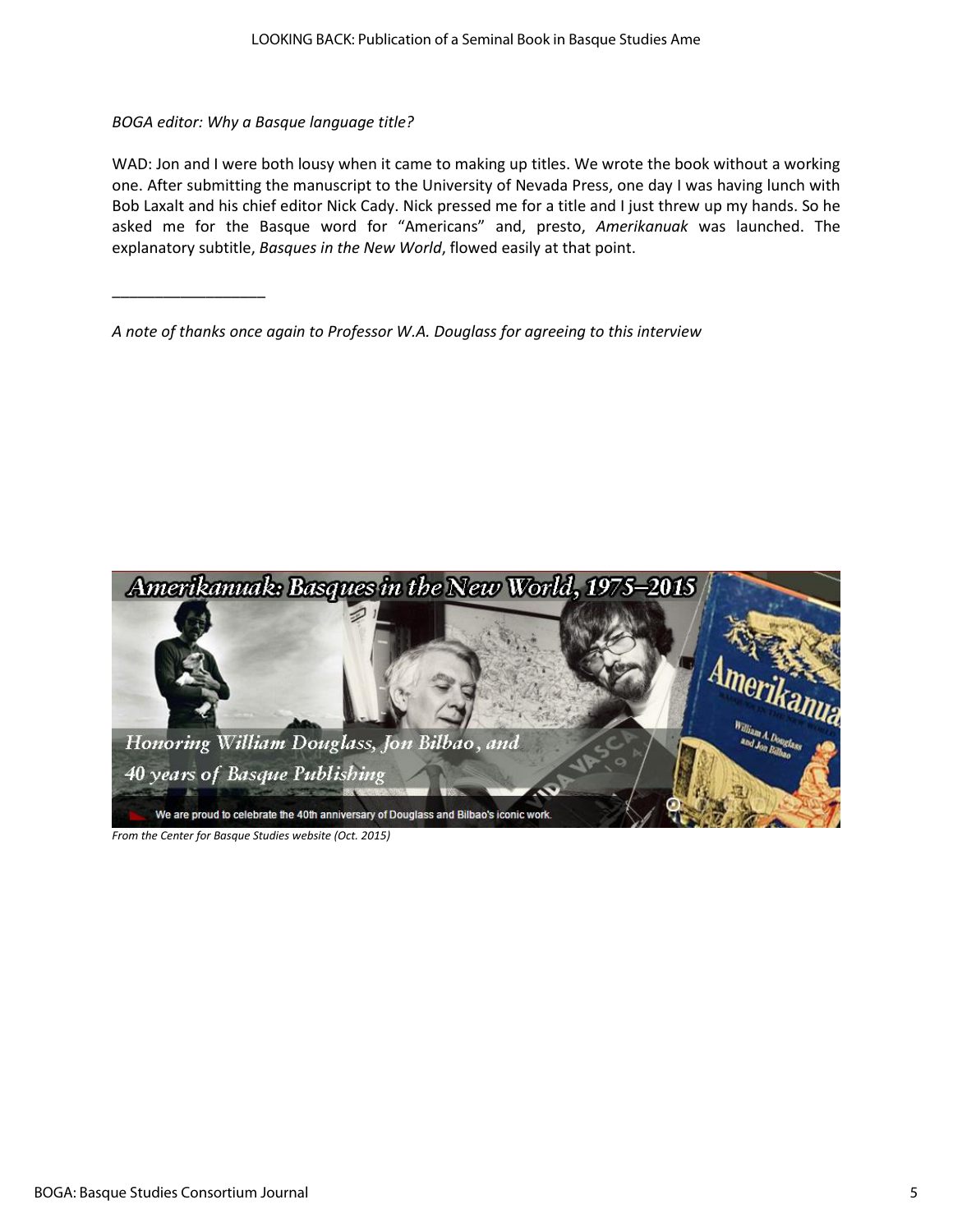*BOGA editor: Why a Basque language title?*

WAD: Jon and I were both lousy when it came to making up titles. We wrote the book without a working one. After submitting the manuscript to the University of Nevada Press, one day I was having lunch with Bob Laxalt and his chief editor Nick Cady. Nick pressed me for a title and I just threw up my hands. So he asked me for the Basque word for "Americans" and, presto, *Amerikanuak* was launched. The explanatory subtitle, *Basques in the New World*, flowed easily at that point.

___________________

*A note of thanks once again to Professor W.A. Douglass for agreeing to this interview*

*From the Center for Basque Studies website (Oct. 2015)*